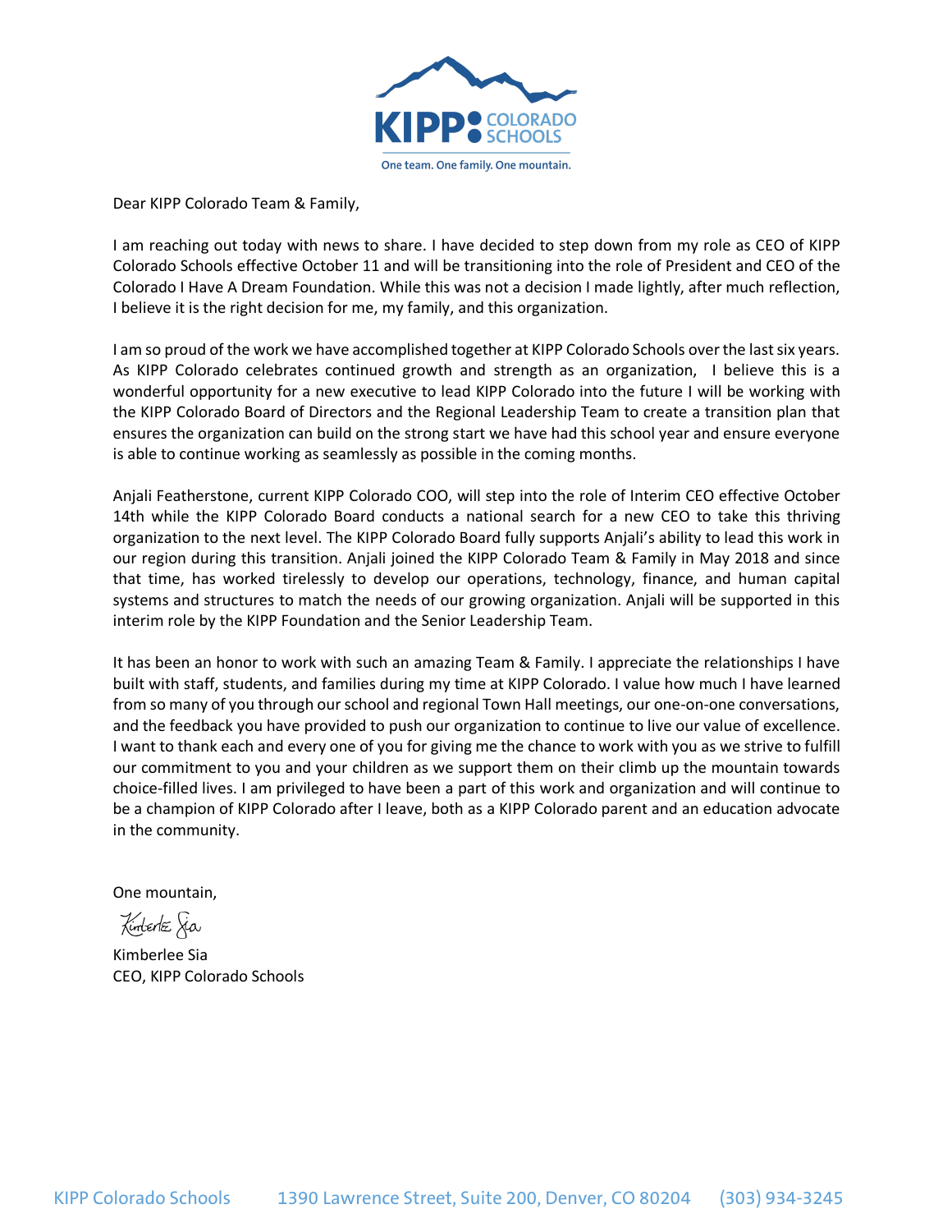KIPP COLORADO SCHOOLS

One team. One family. One mountain.

Dear KIPP Colorado Team & Family,

I am reaching out today with news to share. I have decided to step down from my role as CEO of KIPP Colorado Schools effective October 11 and will be transitioning into the role of President and CEO of the Colorado I Have A Dream Foundation. While this was not a decision I made lightly, after much reflection, I believe it is the right decision for me, my family, and this organization.

I am so proud of the work we have accomplished together at KIPP Colorado Schools over the last six years. As KIPP Colorado celebrates continued growth and strength as an organization, I believe this is a wonderful opportunity for a new executive to lead KIPP Colorado into the future I will be working with the KIPP Colorado Board of Directors and the Regional Leadership Team to create a transition plan that ensures the organization can build on the strong start we have had this school year and ensure everyone is able to continue working as seamlessly as possible in the coming months.

Anjali Featherstone, current KIPP Colorado COO, will step into the role of Interim CEO effective October 14th while the KIPP Colorado Board conducts a national search for a new CEO to take this thriving organization to the next level. The KIPP Colorado Board fully supports Anjali's ability to lead this work in our region during this transition. Anjali joined the KIPP Colorado Team & Family in May 2018 and since that time, has worked tirelessly to develop our operations, technology, finance, and human capital systems and structures to match the needs of our growing organization. Anjali will be supported in this interim role by the KIPP Foundation and the Senior Leadership Team.

It has been an honor to work with such an amazing Team & Family. I appreciate the relationships I have built with staff, students, and families during my time at KIPP Colorado. I value how much I have learned from so many of you through our school and regional Town Hall meetings, our one-on-one conversations, and the feedback you have provided to push our organization to continue to live our value of excellence. I want to thank each and every one of you for giving me the chance to work with you as we strive to fulfill our commitment to you and your children as we support them on their climb up the mountain towards choice-filled lives. I am privileged to have been a part of this work and organization and will continue to be a champion of KIPP Colorado after I leave, both as a KIPP Colorado parent and an education advocate in the community.

One mountain,

Kimberlee Sia
CEO, KIPP Colorado Schools

KIPP Colorado Schools 1390 Lawrence Street, Suite 200, Denver, CO 80204 (303) 934-3245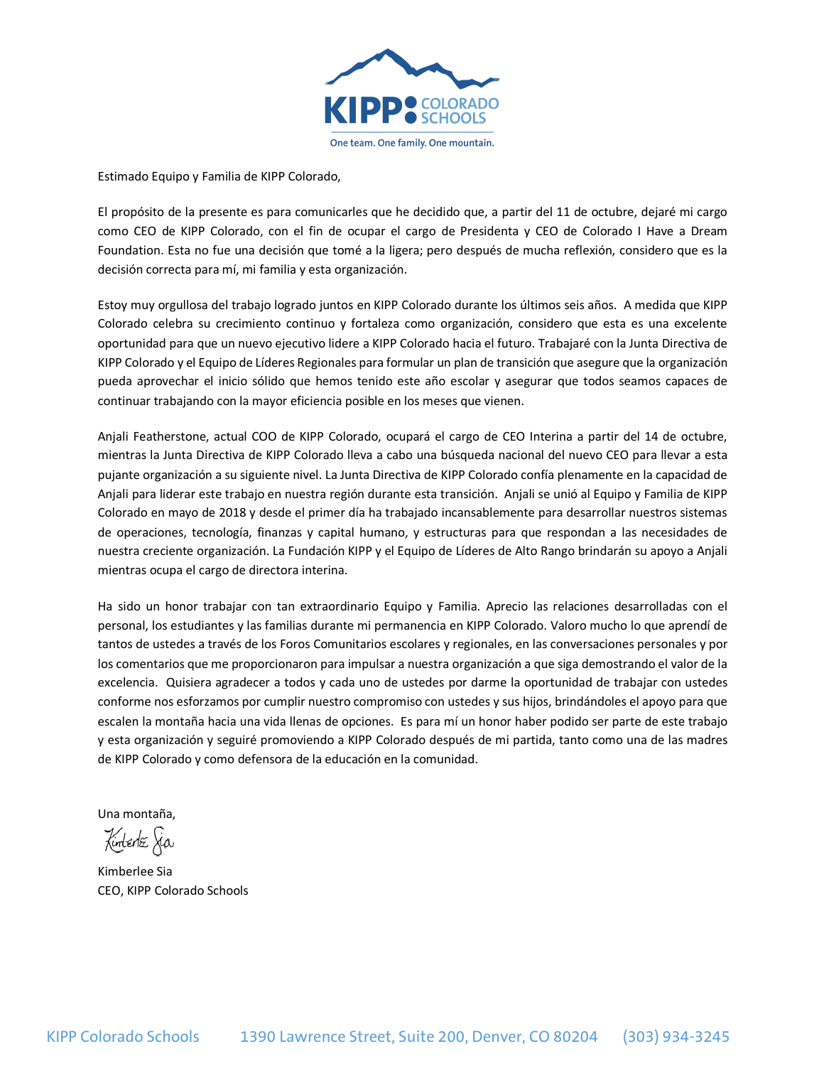KIPP COLORADO SCHOOLS

One team. One family. One mountain.

Estimado Equipo y Familia de KIPP Colorado,

El propósito de la presente es para comunicarles que he decidido que, a partir del 11 de octubre, dejaré mi cargo como CEO de KIPP Colorado, con el fin de ocupar el cargo de Presidenta y CEO de Colorado I Have a Dream Foundation. Esta no fue una decisión que tomé a la ligera; pero después de mucha reflexión, considero que es la decisión correcta para mí, mi familia y esta organización.

Estoy muy orgullosa del trabajo logrado juntos en KIPP Colorado durante los últimos seis años. A medida que KIPP Colorado celebra su crecimiento continuo y fortaleza como organización, considero que esta es una excelente oportunidad para que un nuevo ejecutivo lidere a KIPP Colorado hacia el futuro. Trabajaré con la Junta Directiva de KIPP Colorado y el Equipo de Líderes Regionales para formular un plan de transición que asegure que la organización pueda aprovechar el inicio sólido que hemos tenido este año escolar y asegurar que todos seamos capaces de continuar trabajando con la mayor eficiencia posible en los meses que vienen.

Anjali Featherstone, actual COO de KIPP Colorado, ocupará el cargo de CEO Interina a partir del 14 de octubre, mientras la Junta Directiva de KIPP Colorado lleva a cabo una búsqueda nacional del nuevo CEO para llevar a esta pujante organización a su siguiente nivel. La Junta Directiva de KIPP Colorado confía plenamente en la capacidad de Anjali para liderar este trabajo en nuestra región durante esta transición. Anjali se unió al Equipo y Familia de KIPP Colorado en mayo de 2018 y desde el primer día ha trabajado incansablemente para desarrollar nuestros sistemas de operaciones, tecnología, finanzas y capital humano, y estructuras para que respondan a las necesidades de nuestra creciente organización. La Fundación KIPP y el Equipo de Líderes de Alto Rango brindarán su apoyo a Anjali mientras ocupa el cargo de directora interina.

Ha sido un honor trabajar con tan extraordinario Equipo y Familia. Aprecio las relaciones desarrolladas con el personal, los estudiantes y las familias durante mi permanencia en KIPP Colorado. Valoro mucho lo que aprendí de tantos de ustedes a través de los Foros Comunitarios escolares y regionales, en las conversaciones personales y por los comentarios que me proporcionaron para impulsar a nuestra organización a que siga demostrando el valor de la excelencia. Quisiera agradecer a todos y cada uno de ustedes por darme la oportunidad de trabajar con ustedes conforme nos esforzamos por cumplir nuestro compromiso con ustedes y sus hijos, brindándoles el apoyo para que escalen la montaña hacia una vida llenas de opciones. Es para mí un honor haber podido ser parte de este trabajo y esta organización y seguiré promoviendo a KIPP Colorado después de mi partida, tanto como una de las madres de KIPP Colorado y como defensora de la educación en la comunidad.

Una montaña,

Kimberlee Sia

Kimberlee Sia
CEO, KIPP Colorado Schools

KIPP Colorado Schools 1390 Lawrence Street, Suite 200, Denver, CO 80204 (303) 934-3245